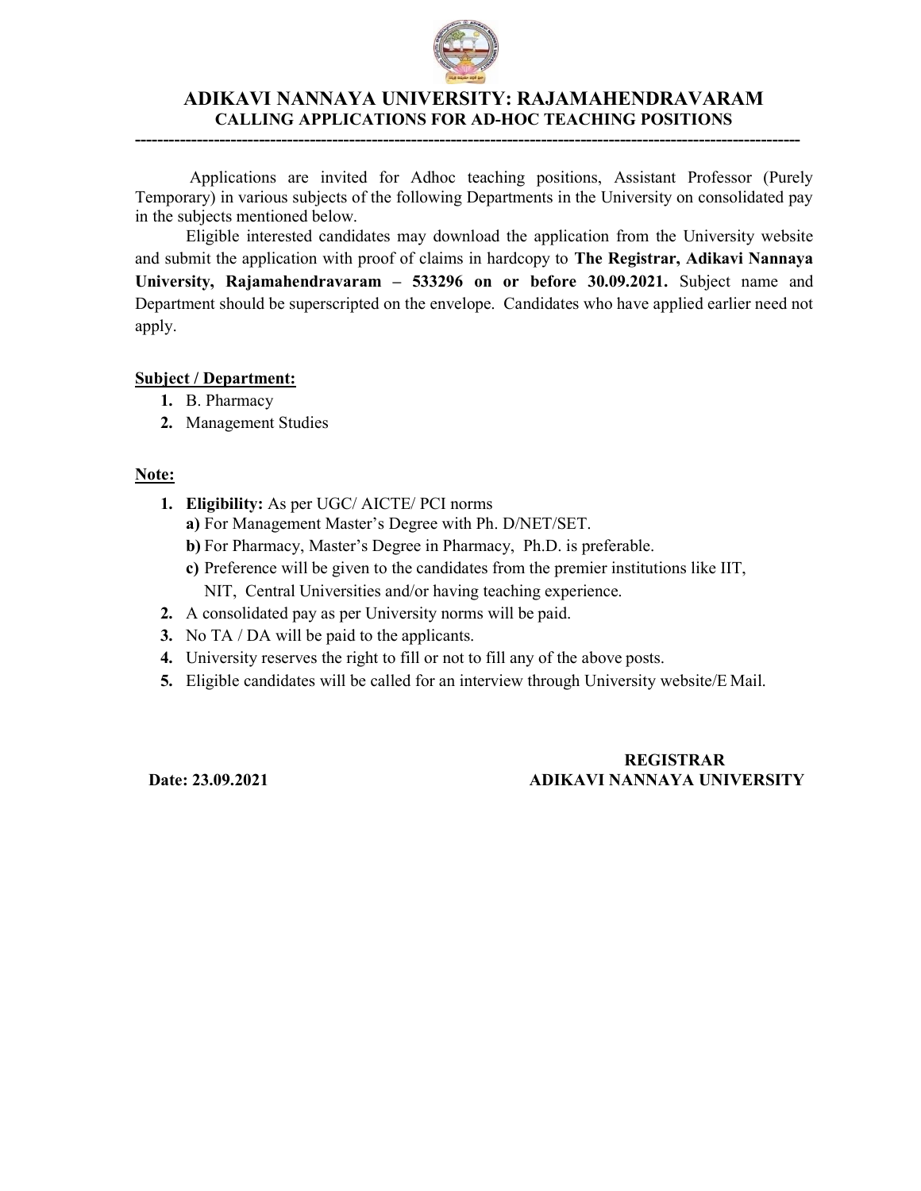# ADIKAVI NANNAYA UNIVERSITY: RAJAMAHENDRAVARAM

## CALLING APPLICATIONS FOR AD-HOC TEACHING POSITIONS

---

Applications are invited for Adhoc teaching positions, Assistant Professor (Purely Temporary) in various subjects of the following Departments in the University on consolidated pay in the subjects mentioned below.

Eligible interested candidates may download the application from the University website and submit the application with proof of claims in hardcopy to **The Registrar, Adikavi Nannaya University, Rajamahendravaram – 533296 on or before 30.09.2021.** Subject name and Department should be superscripted on the envelope. Candidates who have applied earlier need not apply.

**Subject / Department:**

1. B. Pharmacy
2. Management Studies

**Note:**

1. **Eligibility:** As per UGC/ AICTE/ PCI norms
   - **a)** For Management Master's Degree with Ph. D/NET/SET.
   - **b)** For Pharmacy, Master's Degree in Pharmacy, Ph.D. is preferable.
   - **c)** Preference will be given to the candidates from the premier institutions like IIT, NIT, Central Universities and/or having teaching experience.
2. A consolidated pay as per University norms will be paid.
3. No TA / DA will be paid to the applicants.
4. University reserves the right to fill or not to fill any of the above posts.
5. Eligible candidates will be called for an interview through University website/E Mail.

**Date: 23.09.2021**

**REGISTRAR**
**ADIKAVI NANNAYA UNIVERSITY**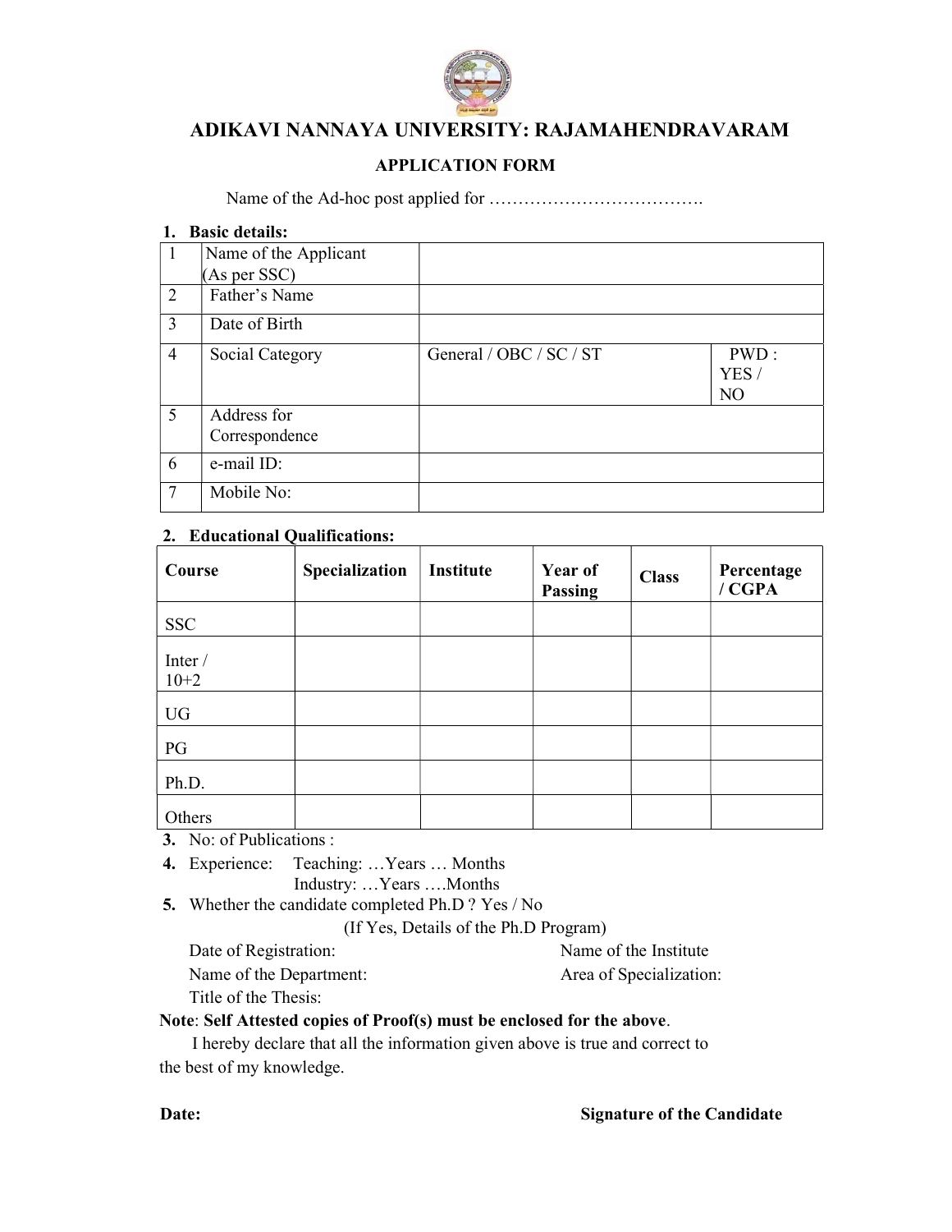# ADIKAVI NANNAYA UNIVERSITY: RAJAMAHENDRAVARAM

## APPLICATION FORM

Name of the Ad-hoc post applied for ……………………………….

**1. Basic details:**

| | | | |
|---|---|---|---|
| 1 | Name of the Applicant (As per SSC) | | |
| 2 | Father's Name | | |
| 3 | Date of Birth | | |
| 4 | Social Category | General / OBC / SC / ST | PWD : YES / NO |
| 5 | Address for Correspondence | | |
| 6 | e-mail ID: | | |
| 7 | Mobile No: | | |

**2. Educational Qualifications:**

| **Course** | **Specialization** | **Institute** | **Year of Passing** | **Class** | **Percentage / CGPA** |
|---|---|---|---|---|---|
| SSC | | | | | |
| Inter / 10+2 | | | | | |
| UG | | | | | |
| PG | | | | | |
| Ph.D. | | | | | |
| Others | | | | | |

**3.** No: of Publications :

**4.** Experience: Teaching: …Years … Months
Industry: …Years ….Months

**5.** Whether the candidate completed Ph.D ? Yes / No
(If Yes, Details of the Ph.D Program)

Date of Registration: Name of the Institute
Name of the Department: Area of Specialization:
Title of the Thesis:

**Note**: **Self Attested copies of Proof(s) must be enclosed for the above**.

I hereby declare that all the information given above is true and correct to the best of my knowledge.

**Date:** **Signature of the Candidate**